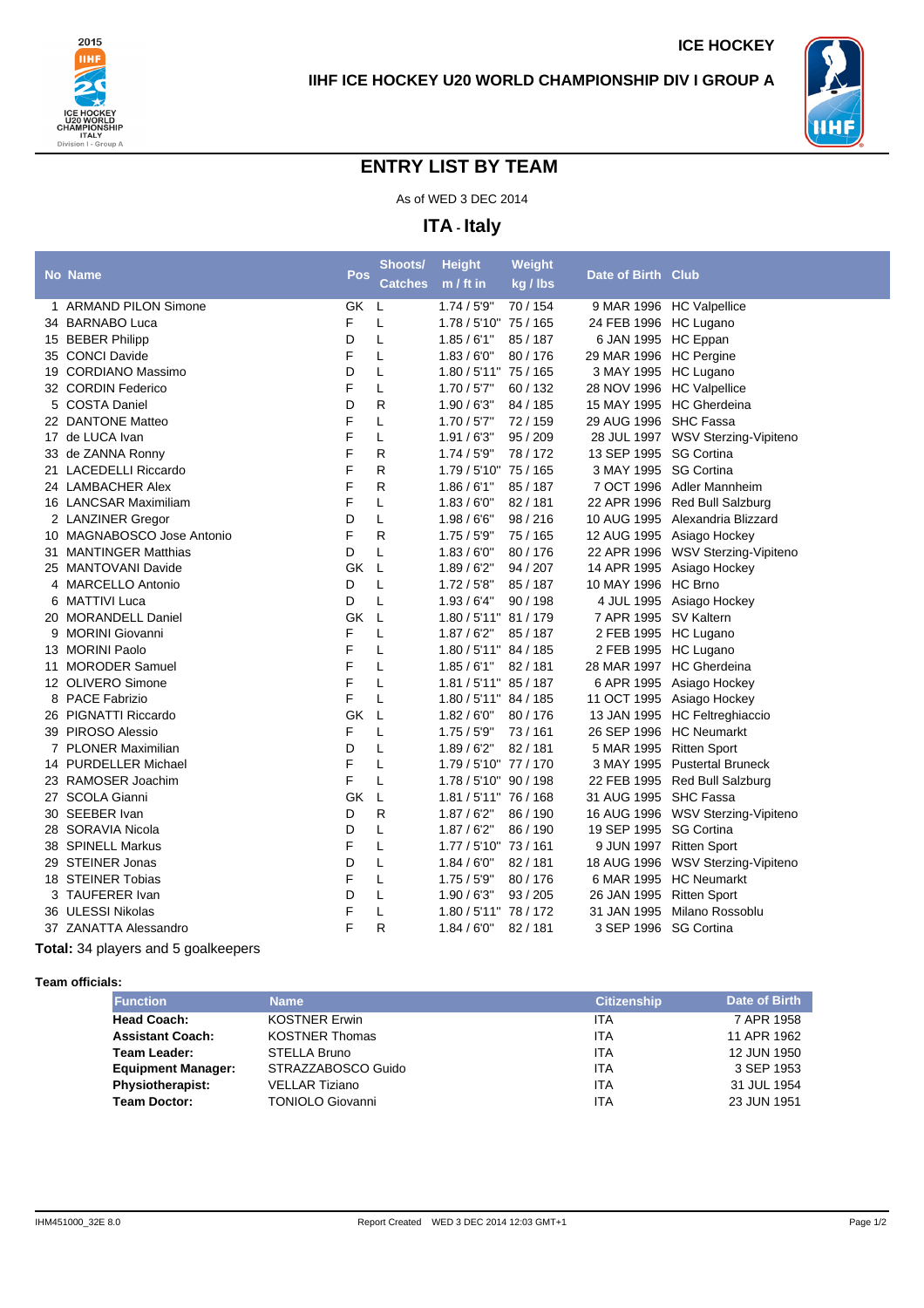ICE HOCKEY

**IIHF ICE HOCKEY U20 WORLD CHAMPIONSHIP DIV I GROUP A**

# ENTRY LIST BY TEAM

As of WED 3 DEC 2014

## ITA - Italy

| No | Name | Pos | Shoots/ Catches | Height m / ft in | Weight kg / lbs | Date of Birth | Club |
|---|---|---|---|---|---|---|---|
| 1 | ARMAND PILON Simone | GK | L | 1.74 / 5'9" | 70 / 154 | 9 MAR 1996 | HC Valpellice |
| 34 | BARNABO Luca | F | L | 1.78 / 5'10" | 75 / 165 | 24 FEB 1996 | HC Lugano |
| 15 | BEBER Philipp | D | L | 1.85 / 6'1" | 85 / 187 | 6 JAN 1995 | HC Eppan |
| 35 | CONCI Davide | F | L | 1.83 / 6'0" | 80 / 176 | 29 MAR 1996 | HC Pergine |
| 19 | CORDIANO Massimo | D | L | 1.80 / 5'11" | 75 / 165 | 3 MAY 1995 | HC Lugano |
| 32 | CORDIN Federico | F | L | 1.70 / 5'7" | 60 / 132 | 28 NOV 1996 | HC Valpellice |
| 5 | COSTA Daniel | D | R | 1.90 / 6'3" | 84 / 185 | 15 MAY 1995 | HC Gherdeina |
| 22 | DANTONE Matteo | F | L | 1.70 / 5'7" | 72 / 159 | 29 AUG 1996 | SHC Fassa |
| 17 | de LUCA Ivan | F | L | 1.91 / 6'3" | 95 / 209 | 28 JUL 1997 | WSV Sterzing-Vipiteno |
| 33 | de ZANNA Ronny | F | R | 1.74 / 5'9" | 78 / 172 | 13 SEP 1995 | SG Cortina |
| 21 | LACEDELLI Riccardo | F | R | 1.79 / 5'10" | 75 / 165 | 3 MAY 1995 | SG Cortina |
| 24 | LAMBACHER Alex | F | R | 1.86 / 6'1" | 85 / 187 | 7 OCT 1996 | Adler Mannheim |
| 16 | LANCSAR Maximiliam | F | L | 1.83 / 6'0" | 82 / 181 | 22 APR 1996 | Red Bull Salzburg |
| 2 | LANZINER Gregor | D | L | 1.98 / 6'6" | 98 / 216 | 10 AUG 1995 | Alexandria Blizzard |
| 10 | MAGNABOSCO Jose Antonio | F | R | 1.75 / 5'9" | 75 / 165 | 12 AUG 1995 | Asiago Hockey |
| 31 | MANTINGER Matthias | D | L | 1.83 / 6'0" | 80 / 176 | 22 APR 1996 | WSV Sterzing-Vipiteno |
| 25 | MANTOVANI Davide | GK | L | 1.89 / 6'2" | 94 / 207 | 14 APR 1995 | Asiago Hockey |
| 4 | MARCELLO Antonio | D | L | 1.72 / 5'8" | 85 / 187 | 10 MAY 1996 | HC Brno |
| 6 | MATTIVI Luca | D | L | 1.93 / 6'4" | 90 / 198 | 4 JUL 1995 | Asiago Hockey |
| 20 | MORANDELL Daniel | GK | L | 1.80 / 5'11" | 81 / 179 | 7 APR 1995 | SV Kaltern |
| 9 | MORINI Giovanni | F | L | 1.87 / 6'2" | 85 / 187 | 2 FEB 1995 | HC Lugano |
| 13 | MORINI Paolo | F | L | 1.80 / 5'11" | 84 / 185 | 2 FEB 1995 | HC Lugano |
| 11 | MORODER Samuel | F | L | 1.85 / 6'1" | 82 / 181 | 28 MAR 1997 | HC Gherdeina |
| 12 | OLIVERO Simone | F | L | 1.81 / 5'11" | 85 / 187 | 6 APR 1995 | Asiago Hockey |
| 8 | PACE Fabrizio | F | L | 1.80 / 5'11" | 84 / 185 | 11 OCT 1995 | Asiago Hockey |
| 26 | PIGNATTI Riccardo | GK | L | 1.82 / 6'0" | 80 / 176 | 13 JAN 1995 | HC Feltreghiaccio |
| 39 | PIROSO Alessio | F | L | 1.75 / 5'9" | 73 / 161 | 26 SEP 1996 | HC Neumarkt |
| 7 | PLONER Maximilian | D | L | 1.89 / 6'2" | 82 / 181 | 5 MAR 1995 | Ritten Sport |
| 14 | PURDELLER Michael | F | L | 1.79 / 5'10" | 77 / 170 | 3 MAY 1995 | Pustertal Bruneck |
| 23 | RAMOSER Joachim | F | L | 1.78 / 5'10" | 90 / 198 | 22 FEB 1995 | Red Bull Salzburg |
| 27 | SCOLA Gianni | GK | L | 1.81 / 5'11" | 76 / 168 | 31 AUG 1995 | SHC Fassa |
| 30 | SEEBER Ivan | D | R | 1.87 / 6'2" | 86 / 190 | 16 AUG 1996 | WSV Sterzing-Vipiteno |
| 28 | SORAVIA Nicola | D | L | 1.87 / 6'2" | 86 / 190 | 19 SEP 1995 | SG Cortina |
| 38 | SPINELL Markus | F | L | 1.77 / 5'10" | 73 / 161 | 9 JUN 1997 | Ritten Sport |
| 29 | STEINER Jonas | D | L | 1.84 / 6'0" | 82 / 181 | 18 AUG 1996 | WSV Sterzing-Vipiteno |
| 18 | STEINER Tobias | F | L | 1.75 / 5'9" | 80 / 176 | 6 MAR 1995 | HC Neumarkt |
| 3 | TAUFERER Ivan | D | L | 1.90 / 6'3" | 93 / 205 | 26 JAN 1995 | Ritten Sport |
| 36 | ULESSI Nikolas | F | L | 1.80 / 5'11" | 78 / 172 | 31 JAN 1995 | Milano Rossoblu |
| 37 | ZANATTA Alessandro | F | R | 1.84 / 6'0" | 82 / 181 | 3 SEP 1996 | SG Cortina |

**Total:** 34 players and 5 goalkeepers

**Team officials:**

| Function | Name | Citizenship | Date of Birth |
|---|---|---|---|
| **Head Coach:** | KOSTNER Erwin | ITA | 7 APR 1958 |
| **Assistant Coach:** | KOSTNER Thomas | ITA | 11 APR 1962 |
| **Team Leader:** | STELLA Bruno | ITA | 12 JUN 1950 |
| **Equipment Manager:** | STRAZZABOSCO Guido | ITA | 3 SEP 1953 |
| **Physiotherapist:** | VELLAR Tiziano | ITA | 31 JUL 1954 |
| **Team Doctor:** | TONIOLO Giovanni | ITA | 23 JUN 1951 |

IHM451000_32E 8.0 Report Created WED 3 DEC 2014 12:03 GMT+1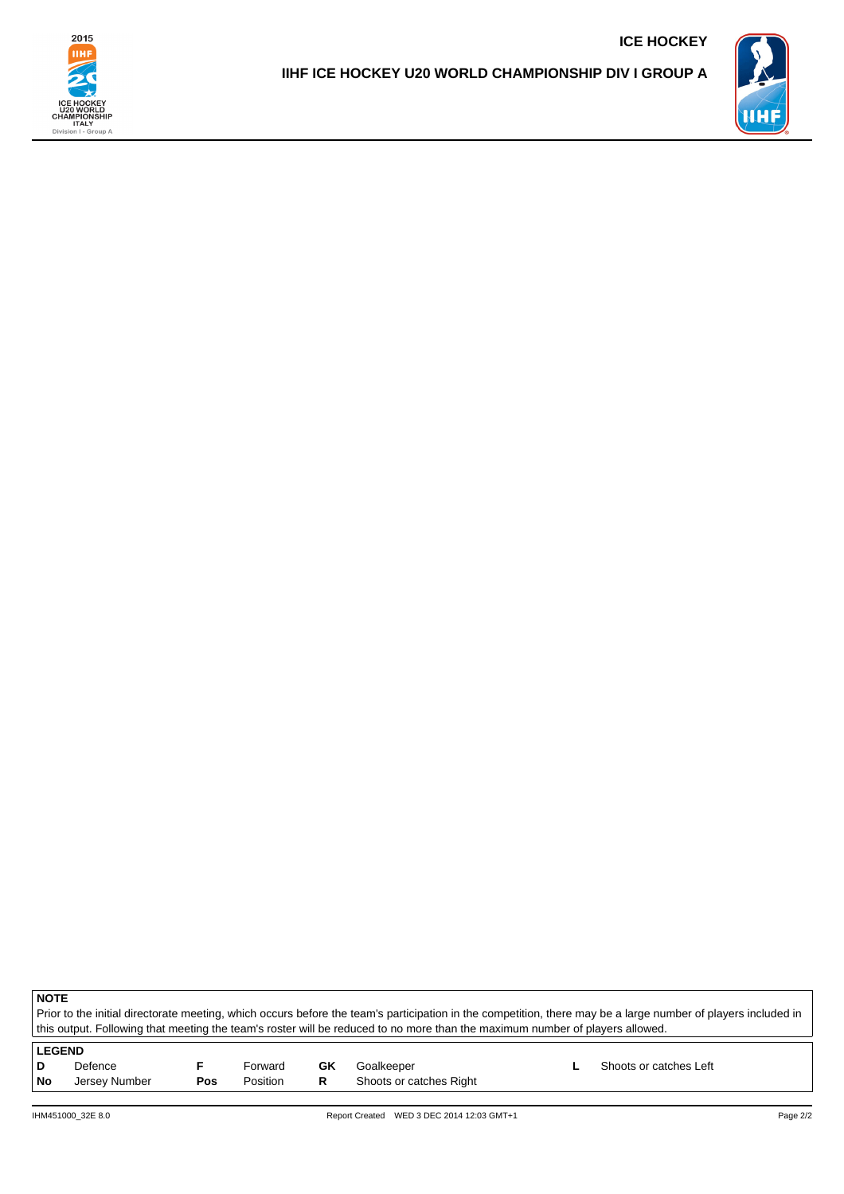**NOTE**

Prior to the initial directorate meeting, which occurs before the team's participation in the competition, there may be a large number of players included in this output. Following that meeting the team's roster will be reduced to no more than the maximum number of players allowed.

**LEGEND**

| | | | | | | | |
|---|---|---|---|---|---|---|---|
| **D** | Defence | **F** | Forward | **GK** | Goalkeeper | **L** | Shoots or catches Left |
| **No** | Jersey Number | **Pos** | Position | **R** | Shoots or catches Right | | |

IHM451000_32E 8.0 Report Created WED 3 DEC 2014 12:03 GMT+1